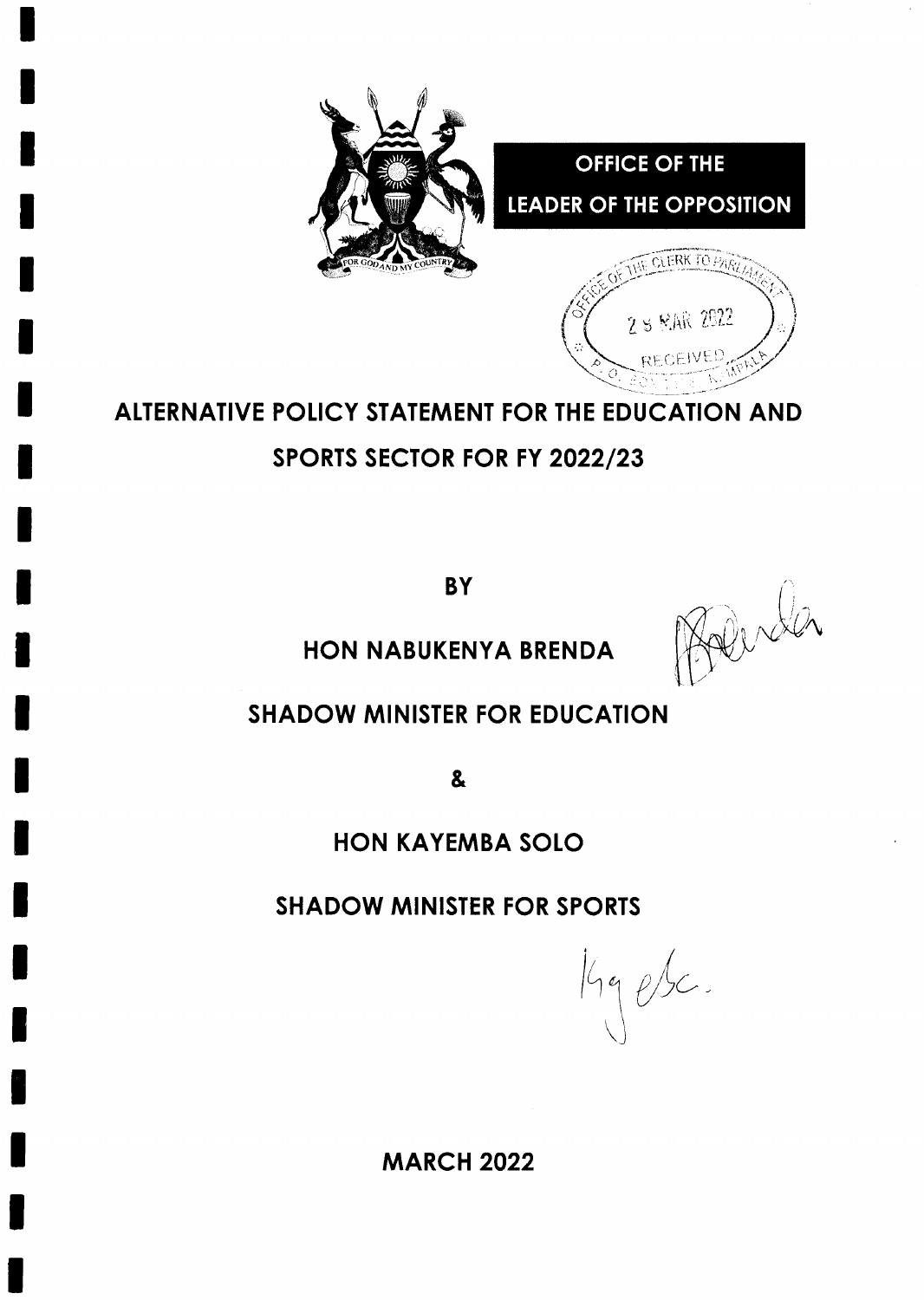**OFFICE OF THE LEADER OF THE OPPOSITION**

OFFICE OF THE CLERK TO PARLIAMENT
29 MAR 2022
RECEIVED

# ALTERNATIVE POLICY STATEMENT FOR THE EDUCATION AND SPORTS SECTOR FOR FY 2022/23

**BY**

**HON NABUKENYA BRENDA**

**SHADOW MINISTER FOR EDUCATION**

**&**

**HON KAYEMBA SOLO**

**SHADOW MINISTER FOR SPORTS**

**MARCH 2022**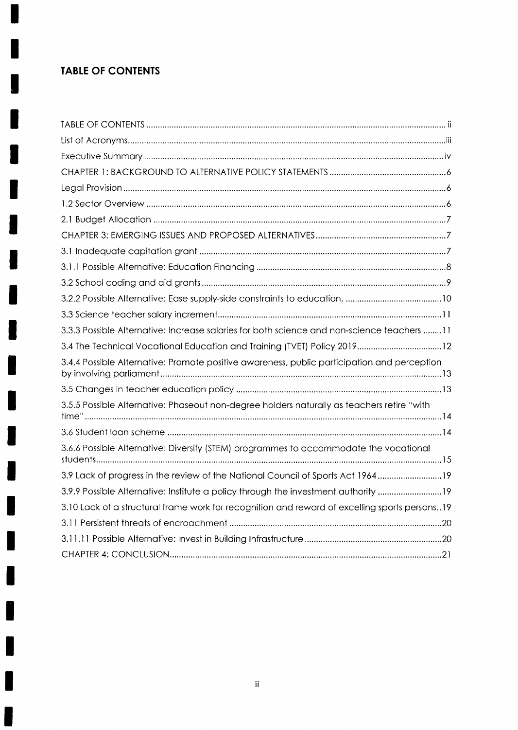## TABLE OF CONTENTS

TABLE OF CONTENTS ..... ii
List of Acronyms ..... iii
Executive Summary ..... iv
CHAPTER 1: BACKGROUND TO ALTERNATIVE POLICY STATEMENTS ..... 6
Legal Provision ..... 6
1.2 Sector Overview ..... 6
2.1 Budget Allocation ..... 7
CHAPTER 3: EMERGING ISSUES AND PROPOSED ALTERNATIVES ..... 7
3.1 Inadequate capitation grant ..... 7
3.1.1 Possible Alternative: Education Financing ..... 8
3.2 School coding and aid grants ..... 9
3.2.2 Possible Alternative: Ease supply-side constraints to education. ..... 10
3.3 Science teacher salary increment ..... 11
3.3.3 Possible Alternative: Increase salaries for both science and non-science teachers ..... 11
3.4 The Technical Vocational Education and Training (TVET) Policy 2019 ..... 12
3.4.4 Possible Alternative: Promote positive awareness, public participation and perception by involving parliament ..... 13
3.5 Changes in teacher education policy ..... 13
3.5.5 Possible Alternative: Phaseout non-degree holders naturally as teachers retire "with time" ..... 14
3.6 Student loan scheme ..... 14
3.6.6 Possible Alternative: Diversify (STEM) programmes to accommodate the vocational students ..... 15
3.9 Lack of progress in the review of the National Council of Sports Act 1964 ..... 19
3.9.9 Possible Alternative: Institute a policy through the investment authority ..... 19
3.10 Lack of a structural frame work for recognition and reward of excelling sports persons ..... 19
3.11 Persistent threats of encroachment ..... 20
3.11.11 Possible Alternative: Invest in Building Infrastructure ..... 20
CHAPTER 4: CONCLUSION ..... 21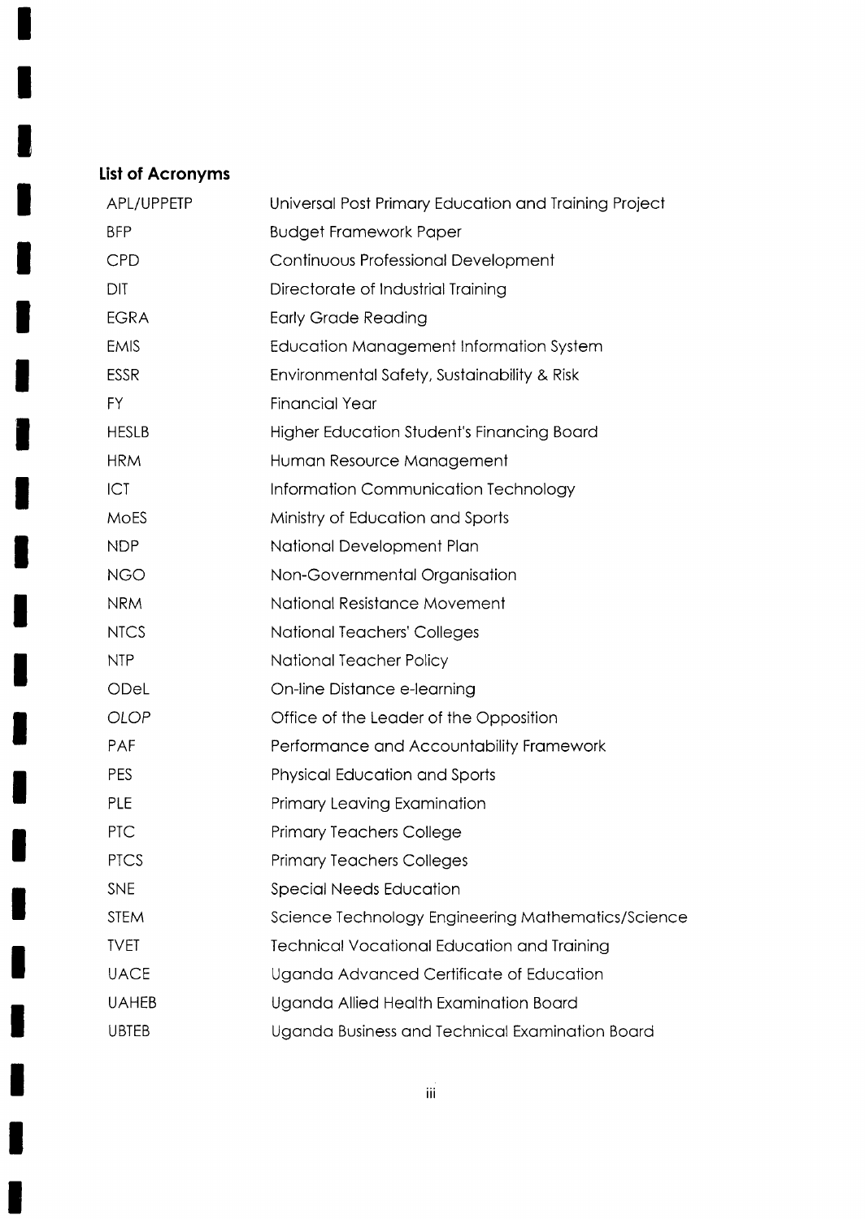### List of Acronyms

| | |
|---|---|
| APL/UPPETP | Universal Post Primary Education and Training Project |
| BFP | Budget Framework Paper |
| CPD | Continuous Professional Development |
| DIT | Directorate of Industrial Training |
| EGRA | Early Grade Reading |
| EMIS | Education Management Information System |
| ESSR | Environmental Safety, Sustainability & Risk |
| FY | Financial Year |
| HESLB | Higher Education Student's Financing Board |
| HRM | Human Resource Management |
| ICT | Information Communication Technology |
| MoES | Ministry of Education and Sports |
| NDP | National Development Plan |
| NGO | Non-Governmental Organisation |
| NRM | National Resistance Movement |
| NTCS | National Teachers' Colleges |
| NTP | National Teacher Policy |
| ODeL | On-line Distance e-learning |
| *OLOP* | Office of the Leader of the Opposition |
| PAF | Performance and Accountability Framework |
| PES | Physical Education and Sports |
| PLE | Primary Leaving Examination |
| PTC | Primary Teachers College |
| PTCS | Primary Teachers Colleges |
| SNE | Special Needs Education |
| STEM | Science Technology Engineering Mathematics/Science |
| TVET | Technical Vocational Education and Training |
| UACE | Uganda Advanced Certificate of Education |
| UAHEB | Uganda Allied Health Examination Board |
| UBTEB | Uganda Business and Technical Examination Board |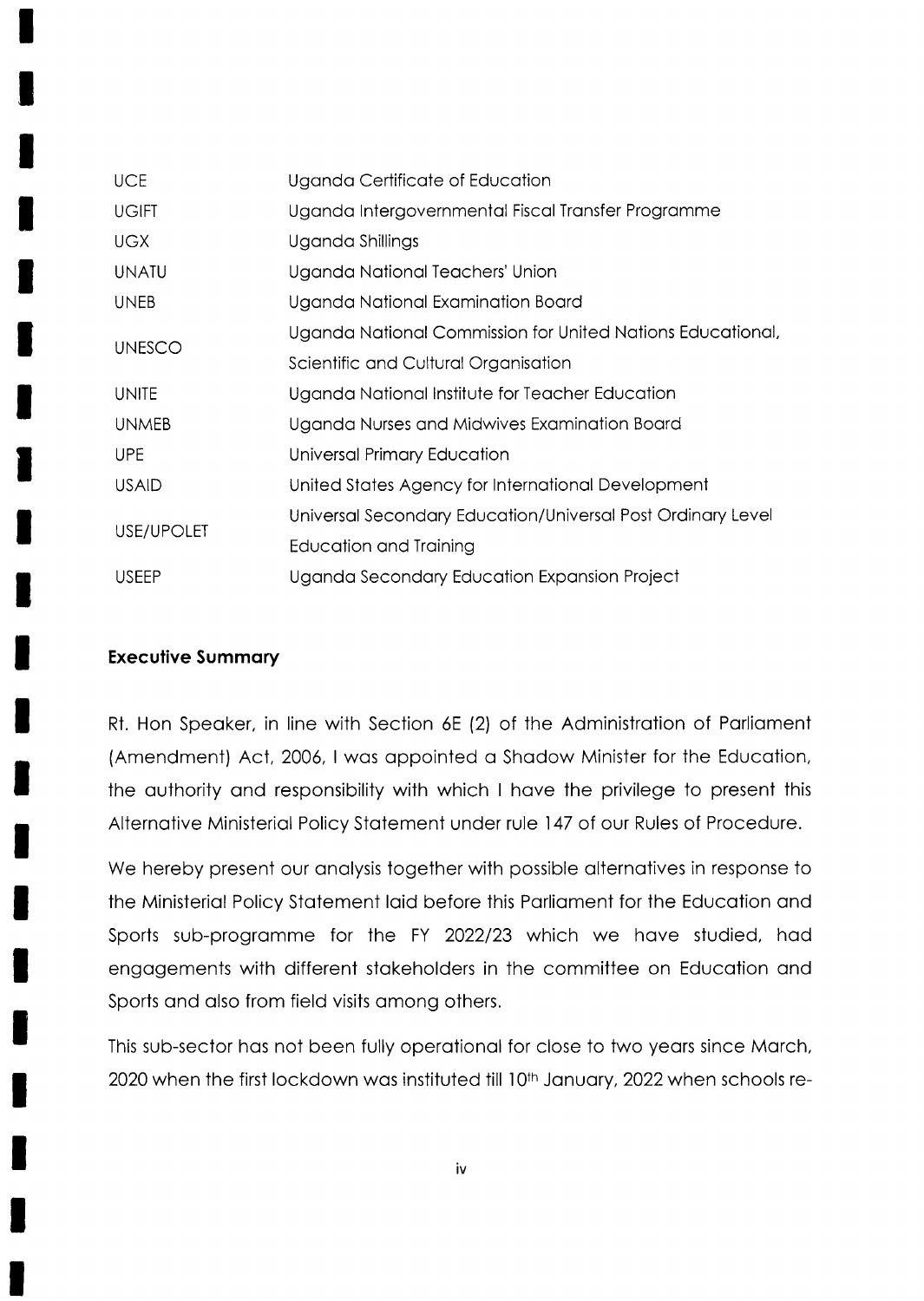| | |
|---|---|
| UCE | Uganda Certificate of Education |
| UGIFT | Uganda Intergovernmental Fiscal Transfer Programme |
| UGX | Uganda Shillings |
| UNATU | Uganda National Teachers' Union |
| UNEB | Uganda National Examination Board |
| UNESCO | Uganda National Commission for United Nations Educational, Scientific and Cultural Organisation |
| UNITE | Uganda National Institute for Teacher Education |
| UNMEB | Uganda Nurses and Midwives Examination Board |
| UPE | Universal Primary Education |
| USAID | United States Agency for International Development |
| USE/UPOLET | Universal Secondary Education/Universal Post Ordinary Level Education and Training |
| USEEP | Uganda Secondary Education Expansion Project |

## Executive Summary

Rt. Hon Speaker, in line with Section 6E (2) of the Administration of Parliament (Amendment) Act, 2006, I was appointed a Shadow Minister for the Education, the authority and responsibility with which I have the privilege to present this Alternative Ministerial Policy Statement under rule 147 of our Rules of Procedure.

We hereby present our analysis together with possible alternatives in response to the Ministerial Policy Statement laid before this Parliament for the Education and Sports sub-programme for the FY 2022/23 which we have studied, had engagements with different stakeholders in the committee on Education and Sports and also from field visits among others.

This sub-sector has not been fully operational for close to two years since March, 2020 when the first lockdown was instituted till 10th January, 2022 when schools re-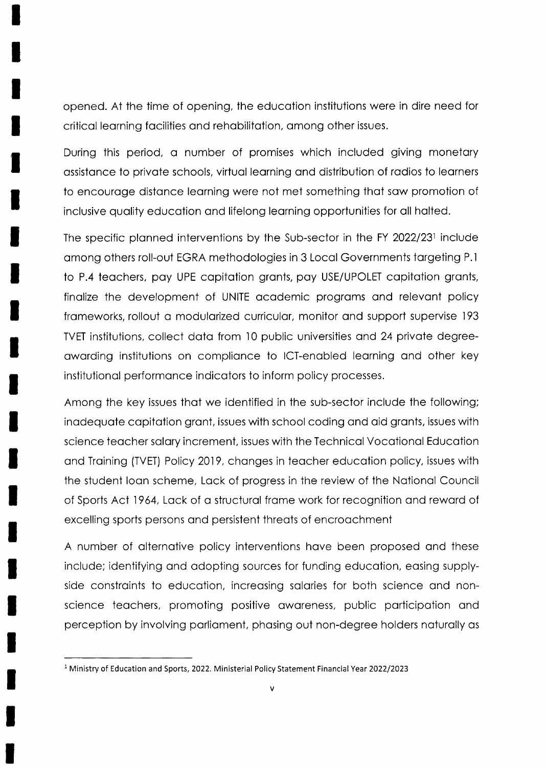opened. At the time of opening, the education institutions were in dire need for critical learning facilities and rehabilitation, among other issues.

During this period, a number of promises which included giving monetary assistance to private schools, virtual learning and distribution of radios to learners to encourage distance learning were not met something that saw promotion of inclusive quality education and lifelong learning opportunities for all halted.

The specific planned interventions by the Sub-sector in the FY 2022/23[1] include among others roll-out EGRA methodologies in 3 Local Governments targeting P.1 to P.4 teachers, pay UPE capitation grants, pay USE/UPOLET capitation grants, finalize the development of UNITE academic programs and relevant policy frameworks, rollout a modularized curricular, monitor and support supervise 193 TVET institutions, collect data from 10 public universities and 24 private degree-awarding institutions on compliance to ICT-enabled learning and other key institutional performance indicators to inform policy processes.

Among the key issues that we identified in the sub-sector include the following; inadequate capitation grant, issues with school coding and aid grants, issues with science teacher salary increment, issues with the Technical Vocational Education and Training (TVET) Policy 2019, changes in teacher education policy, issues with the student loan scheme, Lack of progress in the review of the National Council of Sports Act 1964, Lack of a structural frame work for recognition and reward of excelling sports persons and persistent threats of encroachment

A number of alternative policy interventions have been proposed and these include; identifying and adopting sources for funding education, easing supply-side constraints to education, increasing salaries for both science and non-science teachers, promoting positive awareness, public participation and perception by involving parliament, phasing out non-degree holders naturally as

[1] Ministry of Education and Sports, 2022. Ministerial Policy Statement Financial Year 2022/2023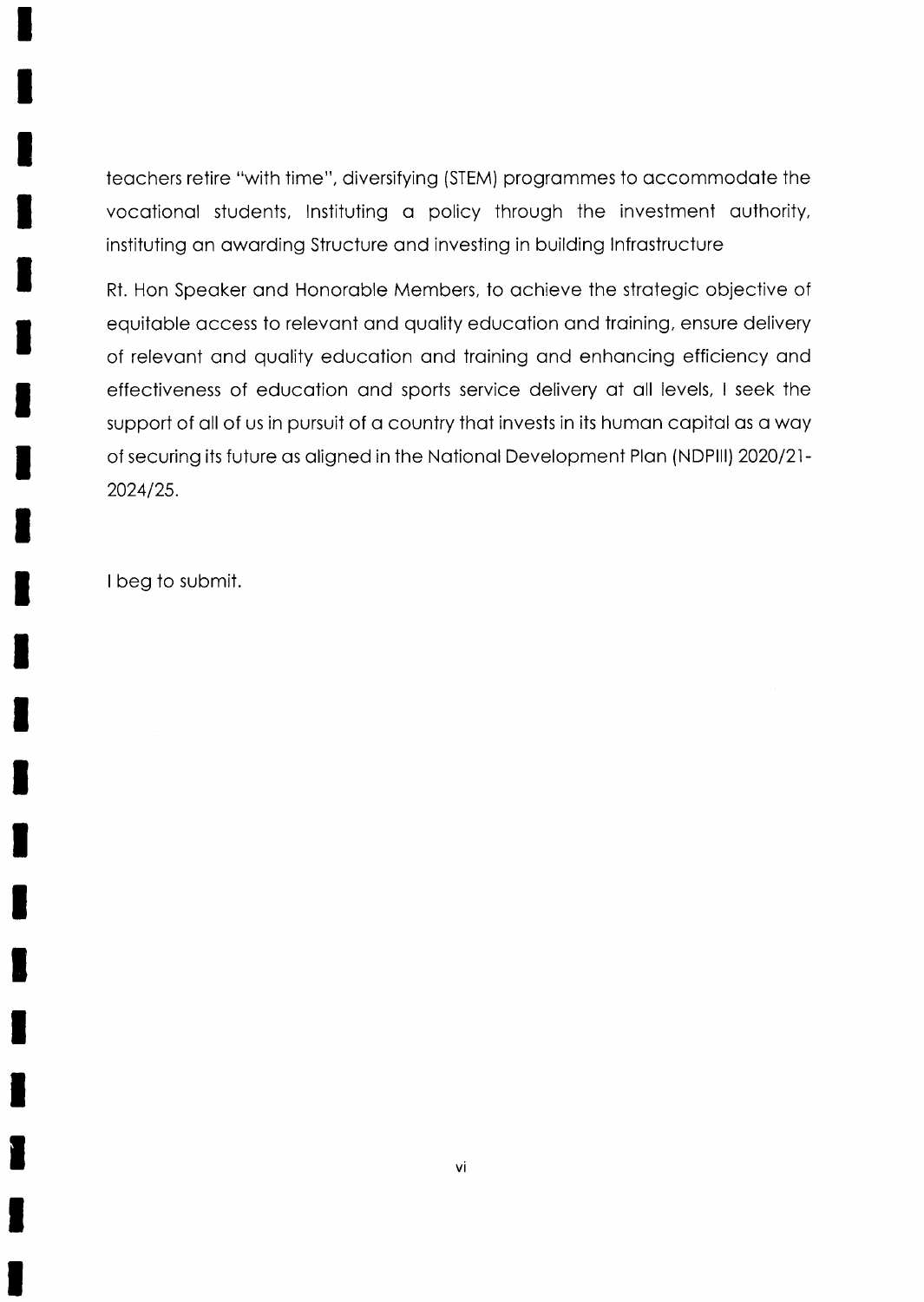teachers retire "with time", diversifying (STEM) programmes to accommodate the vocational students, Instituting a policy through the investment authority, instituting an awarding Structure and investing in building Infrastructure

Rt. Hon Speaker and Honorable Members, to achieve the strategic objective of equitable access to relevant and quality education and training, ensure delivery of relevant and quality education and training and enhancing efficiency and effectiveness of education and sports service delivery at all levels, I seek the support of all of us in pursuit of a country that invests in its human capital as a way of securing its future as aligned in the National Development Plan (NDPIII) 2020/21-2024/25.

I beg to submit.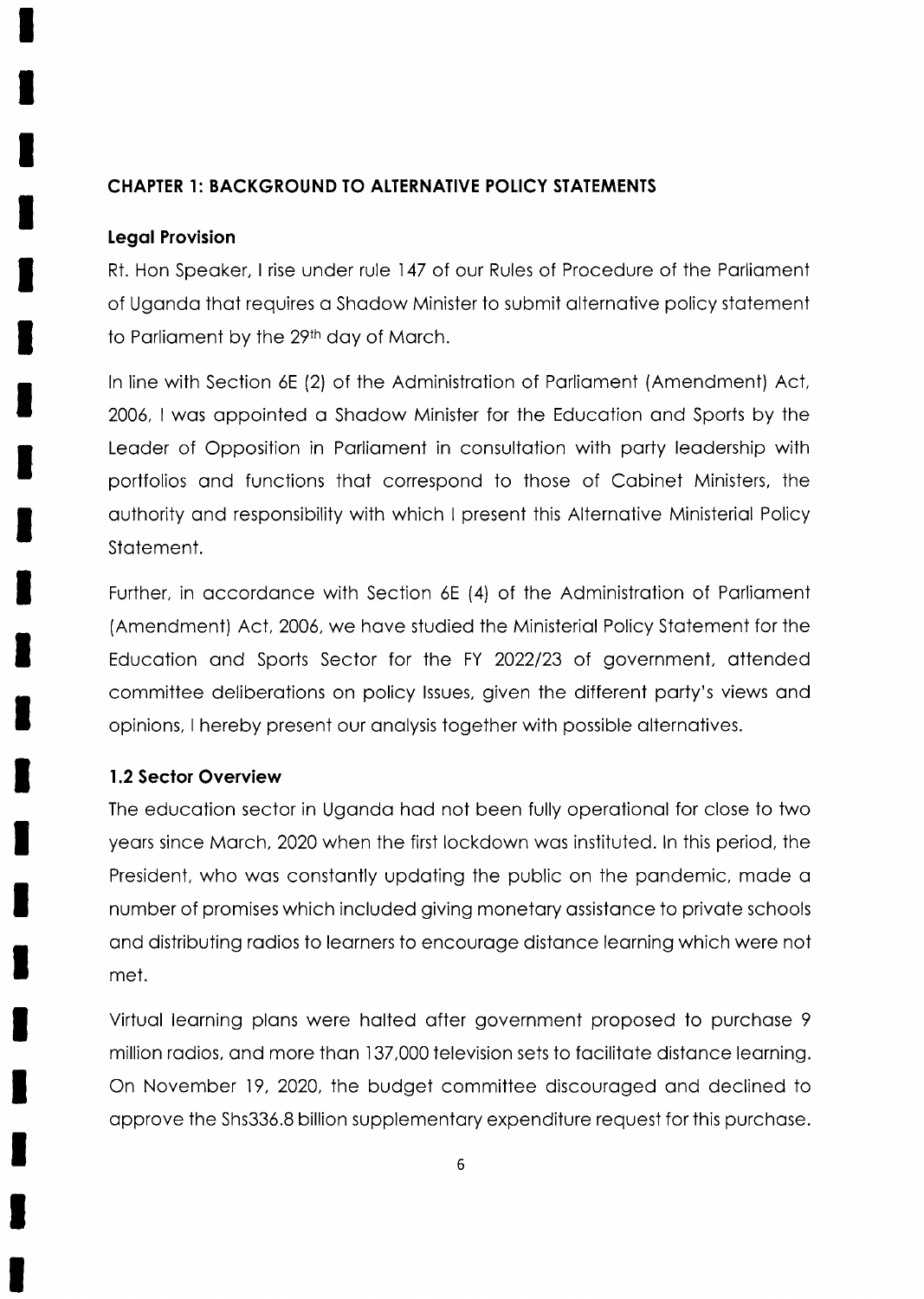# CHAPTER 1: BACKGROUND TO ALTERNATIVE POLICY STATEMENTS

## Legal Provision

Rt. Hon Speaker, I rise under rule 147 of our Rules of Procedure of the Parliament of Uganda that requires a Shadow Minister to submit alternative policy statement to Parliament by the 29th day of March.

In line with Section 6E (2) of the Administration of Parliament (Amendment) Act, 2006, I was appointed a Shadow Minister for the Education and Sports by the Leader of Opposition in Parliament in consultation with party leadership with portfolios and functions that correspond to those of Cabinet Ministers, the authority and responsibility with which I present this Alternative Ministerial Policy Statement.

Further, in accordance with Section 6E (4) of the Administration of Parliament (Amendment) Act, 2006, we have studied the Ministerial Policy Statement for the Education and Sports Sector for the FY 2022/23 of government, attended committee deliberations on policy Issues, given the different party's views and opinions, I hereby present our analysis together with possible alternatives.

## 1.2 Sector Overview

The education sector in Uganda had not been fully operational for close to two years since March, 2020 when the first lockdown was instituted. In this period, the President, who was constantly updating the public on the pandemic, made a number of promises which included giving monetary assistance to private schools and distributing radios to learners to encourage distance learning which were not met.

Virtual learning plans were halted after government proposed to purchase 9 million radios, and more than 137,000 television sets to facilitate distance learning. On November 19, 2020, the budget committee discouraged and declined to approve the Shs336.8 billion supplementary expenditure request for this purchase.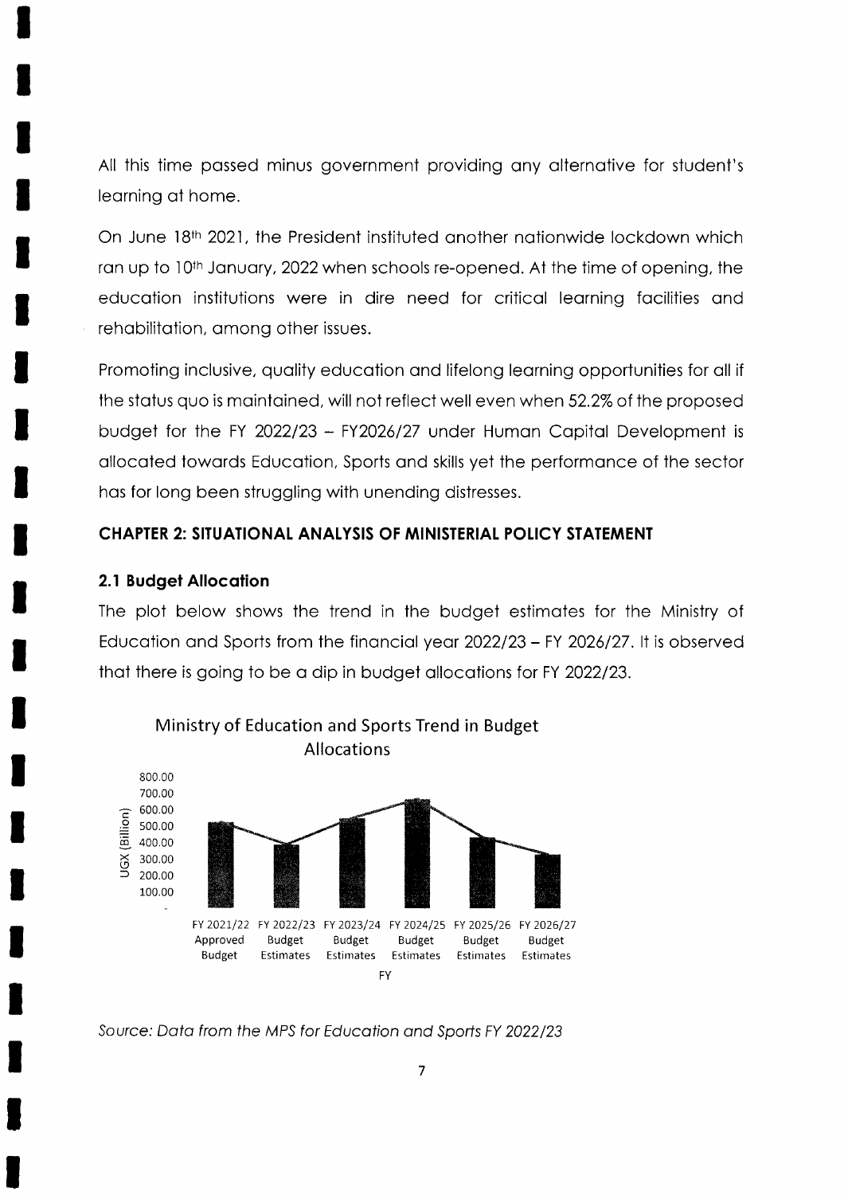All this time passed minus government providing any alternative for student's learning at home.

On June 18th 2021, the President instituted another nationwide lockdown which ran up to 10th January, 2022 when schools re-opened. At the time of opening, the education institutions were in dire need for critical learning facilities and rehabilitation, among other issues.

Promoting inclusive, quality education and lifelong learning opportunities for all if the status quo is maintained, will not reflect well even when 52.2% of the proposed budget for the FY 2022/23 – FY2026/27 under Human Capital Development is allocated towards Education, Sports and skills yet the performance of the sector has for long been struggling with unending distresses.

## CHAPTER 2: SITUATIONAL ANALYSIS OF MINISTERIAL POLICY STATEMENT

### 2.1 Budget Allocation

The plot below shows the trend in the budget estimates for the Ministry of Education and Sports from the financial year 2022/23 – FY 2026/27. It is observed that there is going to be a dip in budget allocations for FY 2022/23.

Ministry of Education and Sports Trend in Budget Allocations

*Source: Data from the MPS for Education and Sports FY 2022/23*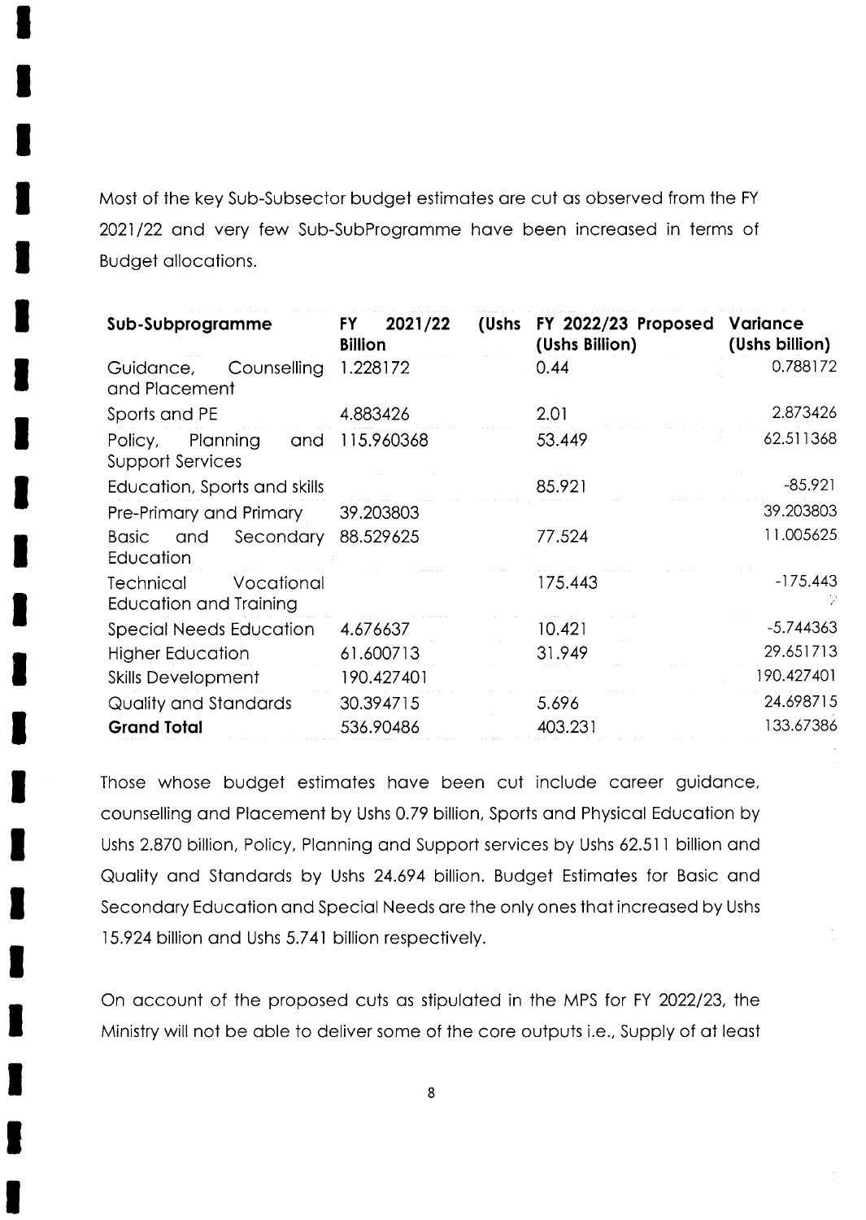Most of the key Sub-Subsector budget estimates are cut as observed from the FY 2021/22 and very few Sub-SubProgramme have been increased in terms of Budget allocations.

| Sub-Subprogramme | FY 2021/22 (Ushs Billion | FY 2022/23 Proposed (Ushs Billion) | Variance (Ushs billion) |
|---|---|---|---|
| Guidance, Counselling and Placement | 1.228172 | 0.44 | 0.788172 |
| Sports and PE | 4.883426 | 2.01 | 2.873426 |
| Policy, Planning and Support Services | 115.960368 | 53.449 | 62.511368 |
| Education, Sports and skills | | 85.921 | -85.921 |
| Pre-Primary and Primary | 39.203803 | | 39.203803 |
| Basic and Secondary Education | 88.529625 | 77.524 | 11.005625 |
| Technical Vocational Education and Training | | 175.443 | -175.443 |
| Special Needs Education | 4.676637 | 10.421 | -5.744363 |
| Higher Education | 61.600713 | 31.949 | 29.651713 |
| Skills Development | 190.427401 | | 190.427401 |
| Quality and Standards | 30.394715 | 5.696 | 24.698715 |
| **Grand Total** | 536.90486 | 403.231 | 133.67386 |

Those whose budget estimates have been cut include career guidance, counselling and Placement by Ushs 0.79 billion, Sports and Physical Education by Ushs 2.870 billion, Policy, Planning and Support services by Ushs 62.511 billion and Quality and Standards by Ushs 24.694 billion. Budget Estimates for Basic and Secondary Education and Special Needs are the only ones that increased by Ushs 15.924 billion and Ushs 5.741 billion respectively.

On account of the proposed cuts as stipulated in the MPS for FY 2022/23, the Ministry will not be able to deliver some of the core outputs i.e., Supply of at least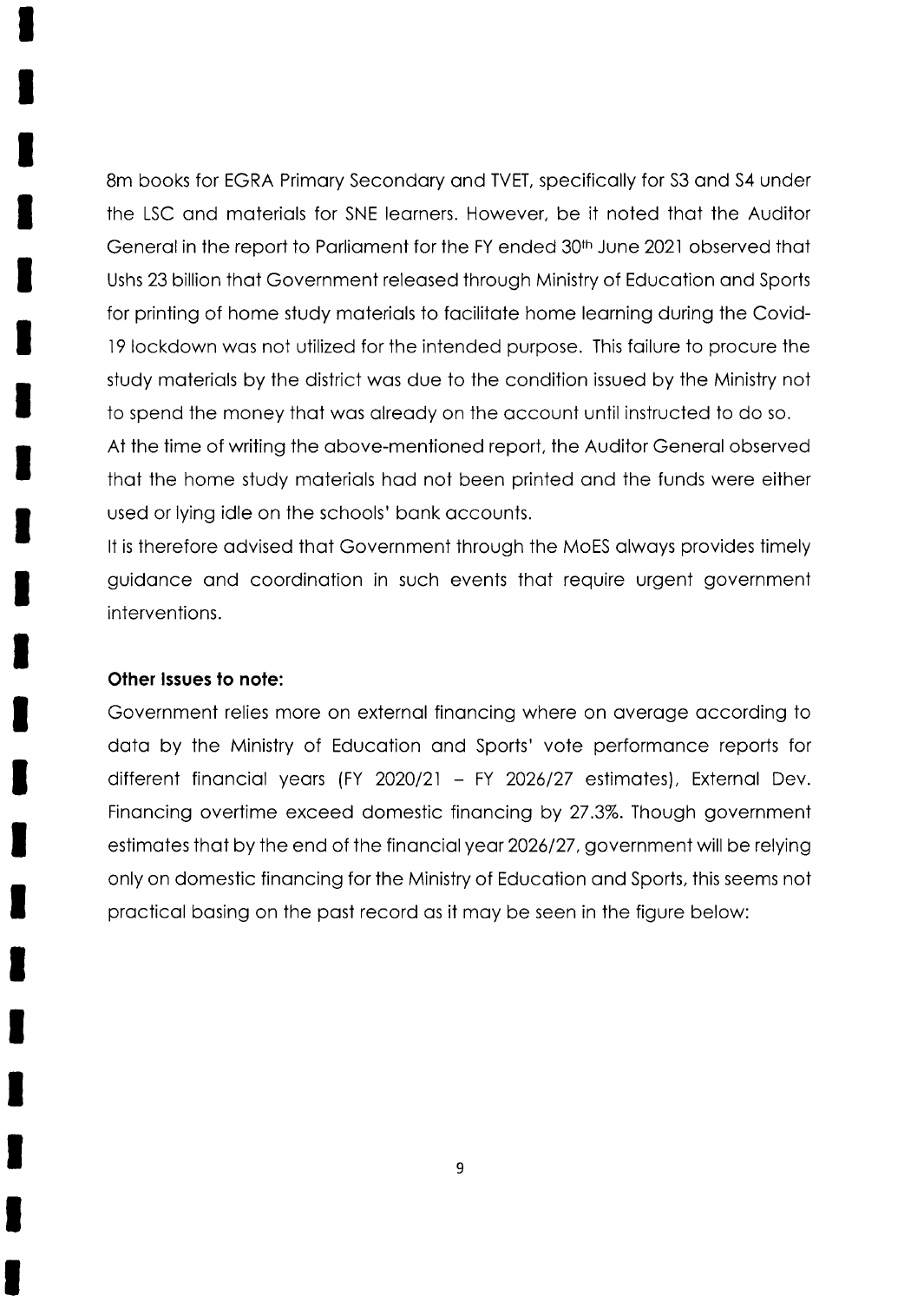8m books for EGRA Primary Secondary and TVET, specifically for S3 and S4 under the LSC and materials for SNE learners. However, be it noted that the Auditor General in the report to Parliament for the FY ended 30th June 2021 observed that Ushs 23 billion that Government released through Ministry of Education and Sports for printing of home study materials to facilitate home learning during the Covid-19 lockdown was not utilized for the intended purpose. This failure to procure the study materials by the district was due to the condition issued by the Ministry not to spend the money that was already on the account until instructed to do so.

At the time of writing the above-mentioned report, the Auditor General observed that the home study materials had not been printed and the funds were either used or lying idle on the schools' bank accounts.

It is therefore advised that Government through the MoES always provides timely guidance and coordination in such events that require urgent government interventions.

**Other Issues to note:**

Government relies more on external financing where on average according to data by the Ministry of Education and Sports' vote performance reports for different financial years (FY 2020/21 – FY 2026/27 estimates), External Dev. Financing overtime exceed domestic financing by 27.3%. Though government estimates that by the end of the financial year 2026/27, government will be relying only on domestic financing for the Ministry of Education and Sports, this seems not practical basing on the past record as it may be seen in the figure below: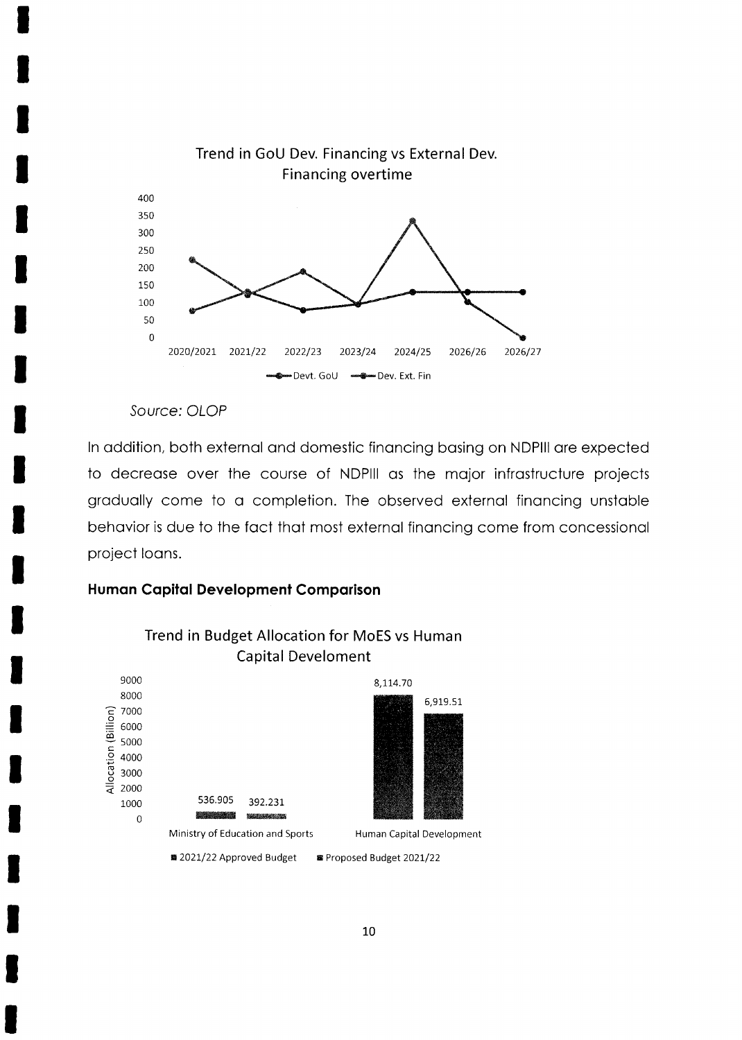Trend in GoU Dev. Financing vs External Dev. Financing overtime

Source: OLOP

In addition, both external and domestic financing basing on NDPIII are expected to decrease over the course of NDPIII as the major infrastructure projects gradually come to a completion. The observed external financing unstable behavior is due to the fact that most external financing come from concessional project loans.

### Human Capital Development Comparison

Trend in Budget Allocation for MoES vs Human Capital Develoment

| | 2021/22 Approved Budget | Proposed Budget 2021/22 |
|---|---|---|
| Ministry of Education and Sports | 536.905 | 392.231 |
| Human Capital Development | 8,114.70 | 6,919.51 |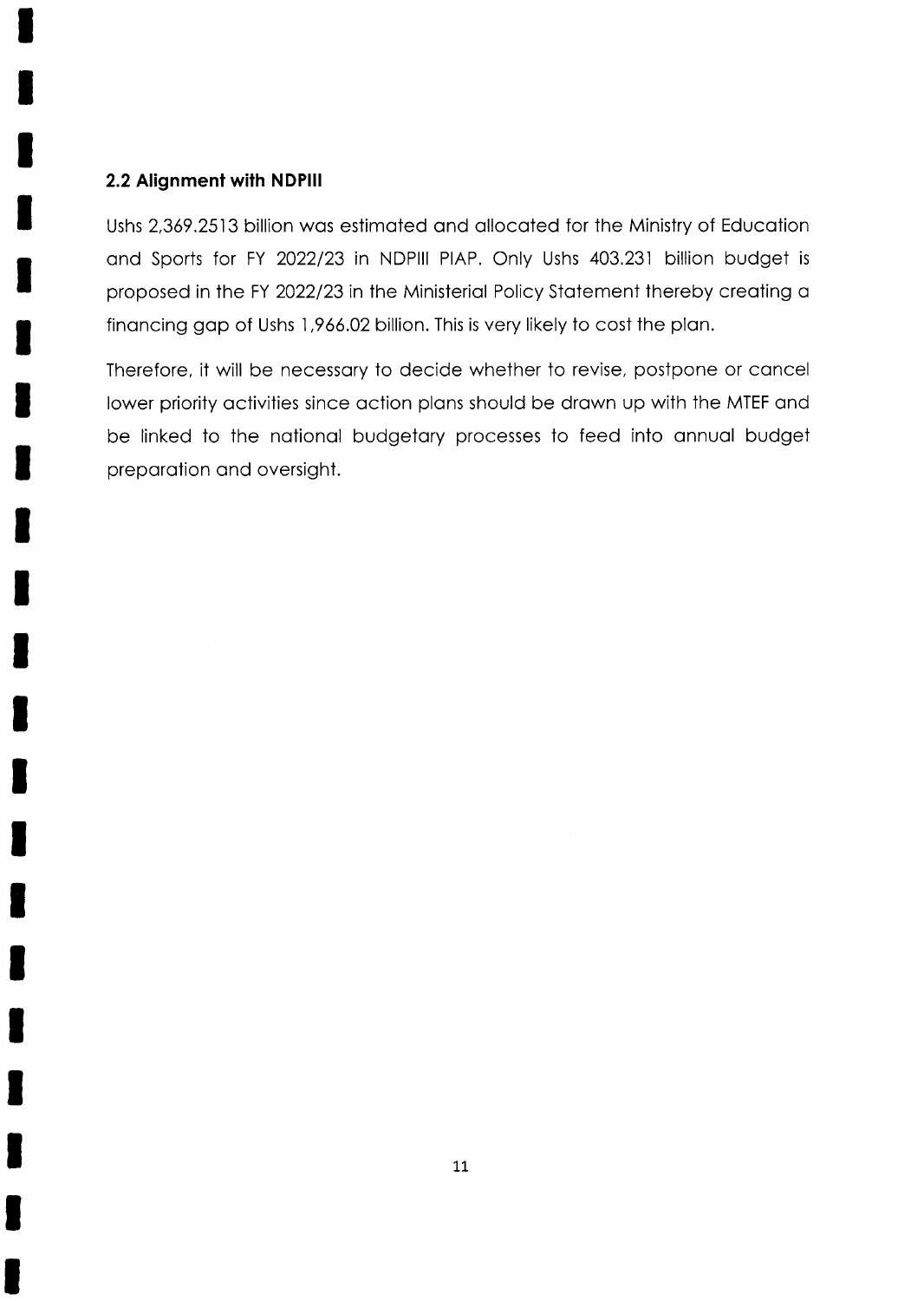## 2.2 Alignment with NDPIII

Ushs 2,369.2513 billion was estimated and allocated for the Ministry of Education and Sports for FY 2022/23 in NDPIII PIAP. Only Ushs 403.231 billion budget is proposed in the FY 2022/23 in the Ministerial Policy Statement thereby creating a financing gap of Ushs 1,966.02 billion. This is very likely to cost the plan.

Therefore, it will be necessary to decide whether to revise, postpone or cancel lower priority activities since action plans should be drawn up with the MTEF and be linked to the national budgetary processes to feed into annual budget preparation and oversight.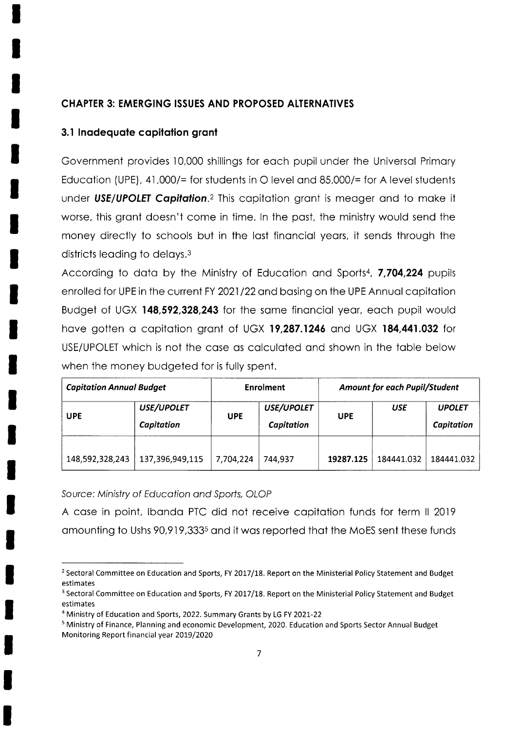## CHAPTER 3: EMERGING ISSUES AND PROPOSED ALTERNATIVES

### 3.1 Inadequate capitation grant

Government provides 10,000 shillings for each pupil under the Universal Primary Education (UPE), 41,000/= for students in O level and 85,000/= for A level students under ***USE/UPOLET Capitation***.[2] This capitation grant is meager and to make it worse, this grant doesn't come in time. In the past, the ministry would send the money directly to schools but in the last financial years, it sends through the districts leading to delays.[3]

According to data by the Ministry of Education and Sports[4], **7,704,224** pupils enrolled for UPE in the current FY 2021/22 and basing on the UPE Annual capitation Budget of UGX **148,592,328,243** for the same financial year, each pupil would have gotten a capitation grant of UGX **19,287.1246** and UGX **184,441.032** for USE/UPOLET which is not the case as calculated and shown in the table below when the money budgeted for is fully spent.

| ***Capitation Annual Budget*** | | **Enrolment** | | ***Amount for each Pupil/Student*** | | |
|---|---|---|---|---|---|---|
| **UPE** | ***USE/UPOLET Capitation*** | **UPE** | ***USE/UPOLET Capitation*** | **UPE** | ***USE*** | ***UPOLET Capitation*** |
| 148,592,328,243 | 137,396,949,115 | 7,704,224 | 744,937 | **19287.125** | 184441.032 | 184441.032 |

*Source: Ministry of Education and Sports, OLOP*

A case in point, Ibanda PTC did not receive capitation funds for term II 2019 amounting to Ushs 90,919,333[5] and it was reported that the MoES sent these funds

---

[2] Sectoral Committee on Education and Sports, FY 2017/18. Report on the Ministerial Policy Statement and Budget estimates

[3] Sectoral Committee on Education and Sports, FY 2017/18. Report on the Ministerial Policy Statement and Budget estimates

[4] Ministry of Education and Sports, 2022. Summary Grants by LG FY 2021-22

[5] Ministry of Finance, Planning and economic Development, 2020. Education and Sports Sector Annual Budget Monitoring Report financial year 2019/2020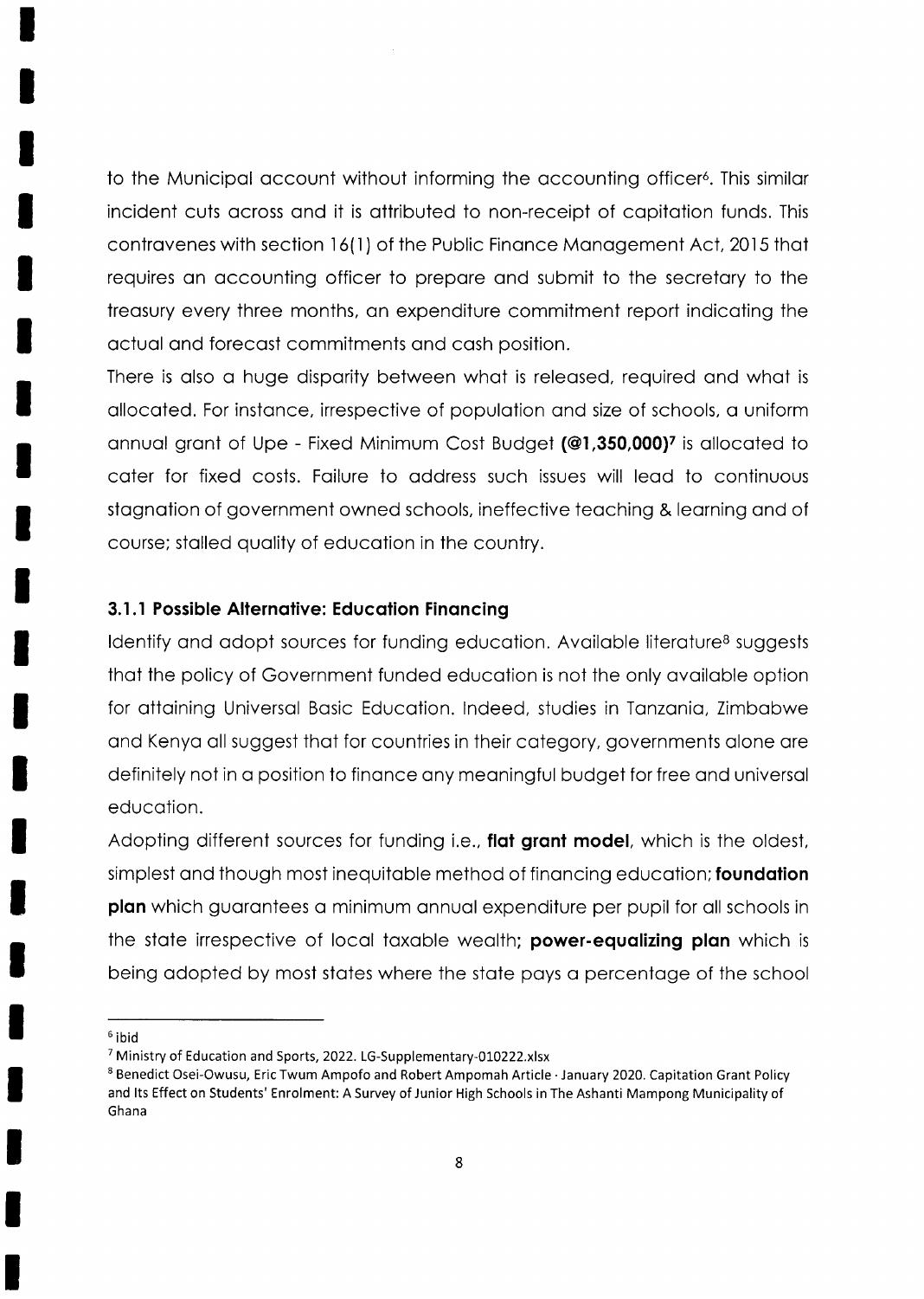to the Municipal account without informing the accounting officer[6]. This similar incident cuts across and it is attributed to non-receipt of capitation funds. This contravenes with section 16(1) of the Public Finance Management Act, 2015 that requires an accounting officer to prepare and submit to the secretary to the treasury every three months, an expenditure commitment report indicating the actual and forecast commitments and cash position.

There is also a huge disparity between what is released, required and what is allocated. For instance, irrespective of population and size of schools, a uniform annual grant of Upe - Fixed Minimum Cost Budget **(@1,350,000)**[7] is allocated to cater for fixed costs. Failure to address such issues will lead to continuous stagnation of government owned schools, ineffective teaching & learning and of course; stalled quality of education in the country.

### 3.1.1 Possible Alternative: Education Financing

Identify and adopt sources for funding education. Available literature[8] suggests that the policy of Government funded education is not the only available option for attaining Universal Basic Education. Indeed, studies in Tanzania, Zimbabwe and Kenya all suggest that for countries in their category, governments alone are definitely not in a position to finance any meaningful budget for free and universal education.

Adopting different sources for funding i.e., **flat grant model**, which is the oldest, simplest and though most inequitable method of financing education; **foundation plan** which guarantees a minimum annual expenditure per pupil for all schools in the state irrespective of local taxable wealth; **power-equalizing plan** which is being adopted by most states where the state pays a percentage of the school

---

[6] ibid

[7] Ministry of Education and Sports, 2022. LG-Supplementary-010222.xlsx

[8] Benedict Osei-Owusu, Eric Twum Ampofo and Robert Ampomah Article · January 2020. Capitation Grant Policy and Its Effect on Students' Enrolment: A Survey of Junior High Schools in The Ashanti Mampong Municipality of Ghana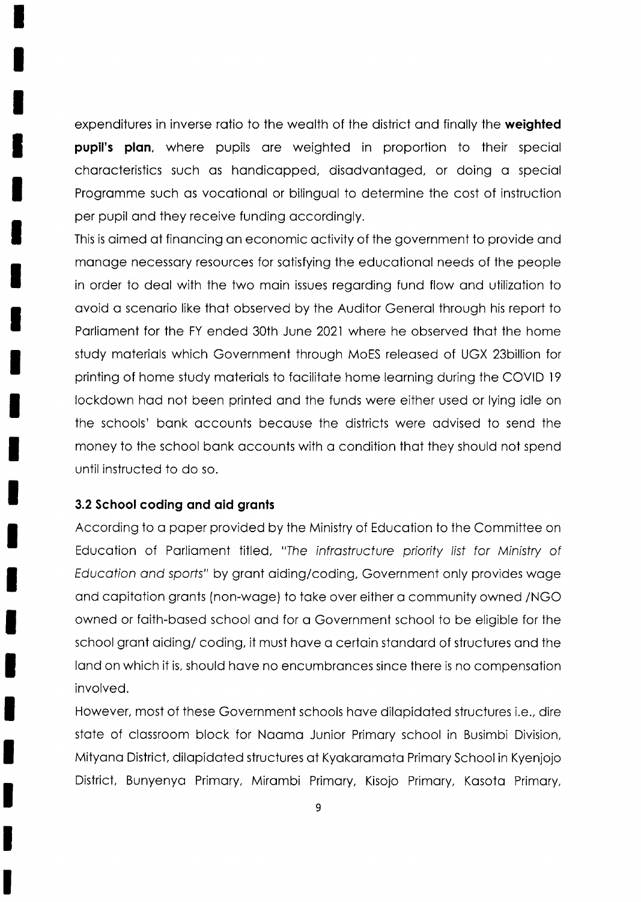expenditures in inverse ratio to the wealth of the district and finally the **weighted pupil's plan**, where pupils are weighted in proportion to their special characteristics such as handicapped, disadvantaged, or doing a special Programme such as vocational or bilingual to determine the cost of instruction per pupil and they receive funding accordingly.

This is aimed at financing an economic activity of the government to provide and manage necessary resources for satisfying the educational needs of the people in order to deal with the two main issues regarding fund flow and utilization to avoid a scenario like that observed by the Auditor General through his report to Parliament for the FY ended 30th June 2021 where he observed that the home study materials which Government through MoES released of UGX 23billion for printing of home study materials to facilitate home learning during the COVID 19 lockdown had not been printed and the funds were either used or lying idle on the schools' bank accounts because the districts were advised to send the money to the school bank accounts with a condition that they should not spend until instructed to do so.

### 3.2 School coding and aid grants

According to a paper provided by the Ministry of Education to the Committee on Education of Parliament titled, "*The infrastructure priority list for Ministry of Education and sports*" by grant aiding/coding, Government only provides wage and capitation grants (non-wage) to take over either a community owned /NGO owned or faith-based school and for a Government school to be eligible for the school grant aiding/ coding, it must have a certain standard of structures and the land on which it is, should have no encumbrances since there is no compensation involved.

However, most of these Government schools have dilapidated structures i.e., dire state of classroom block for Naama Junior Primary school in Busimbi Division, Mityana District, dilapidated structures at Kyakaramata Primary School in Kyenjojo District, Bunyenya Primary, Mirambi Primary, Kisojo Primary, Kasota Primary,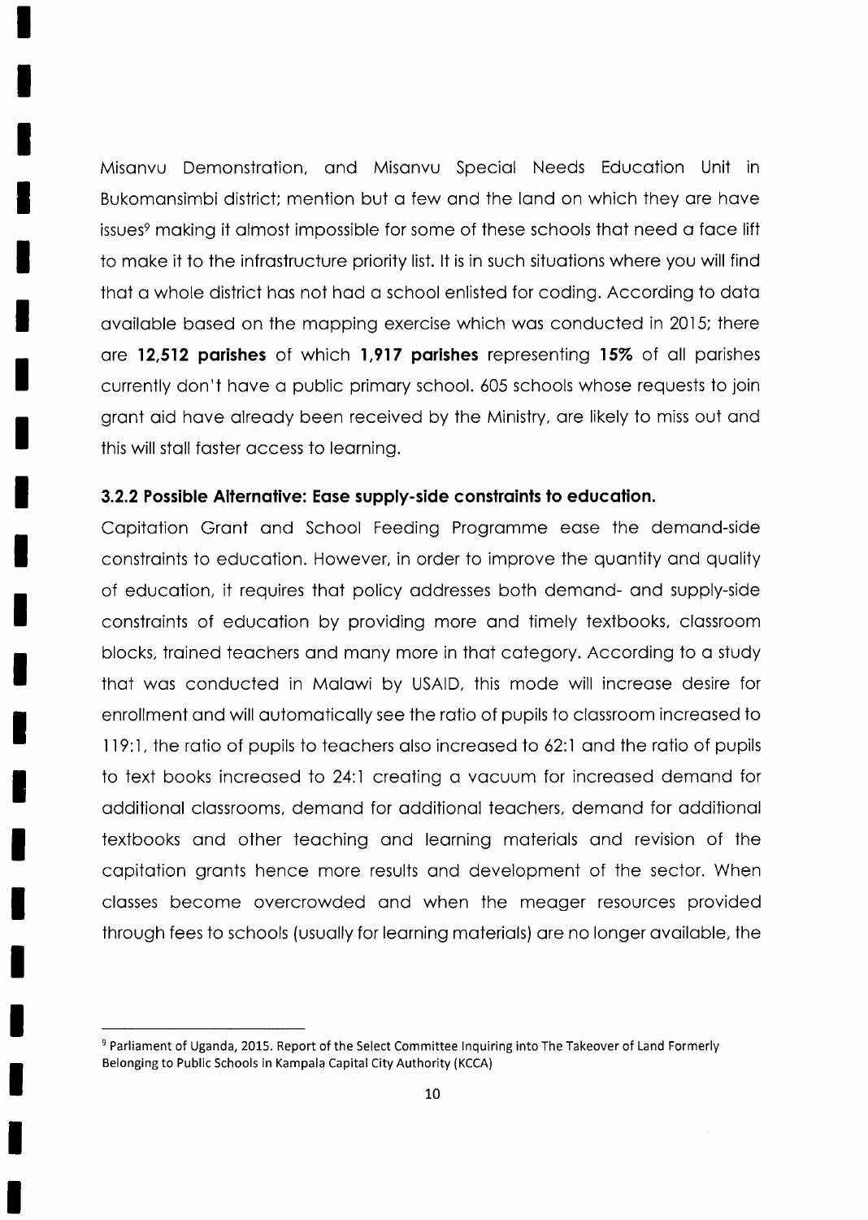Misanvu Demonstration, and Misanvu Special Needs Education Unit in Bukomansimbi district; mention but a few and the land on which they are have issues[9] making it almost impossible for some of these schools that need a face lift to make it to the infrastructure priority list. It is in such situations where you will find that a whole district has not had a school enlisted for coding. According to data available based on the mapping exercise which was conducted in 2015; there are **12,512 parishes** of which **1,917 parishes** representing **15%** of all parishes currently don't have a public primary school. 605 schools whose requests to join grant aid have already been received by the Ministry, are likely to miss out and this will stall faster access to learning.

### 3.2.2 Possible Alternative: Ease supply-side constraints to education.

Capitation Grant and School Feeding Programme ease the demand-side constraints to education. However, in order to improve the quantity and quality of education, it requires that policy addresses both demand- and supply-side constraints of education by providing more and timely textbooks, classroom blocks, trained teachers and many more in that category. According to a study that was conducted in Malawi by USAID, this mode will increase desire for enrollment and will automatically see the ratio of pupils to classroom increased to 119:1, the ratio of pupils to teachers also increased to 62:1 and the ratio of pupils to text books increased to 24:1 creating a vacuum for increased demand for additional classrooms, demand for additional teachers, demand for additional textbooks and other teaching and learning materials and revision of the capitation grants hence more results and development of the sector. When classes become overcrowded and when the meager resources provided through fees to schools (usually for learning materials) are no longer available, the

[9] Parliament of Uganda, 2015. Report of the Select Committee Inquiring into The Takeover of Land Formerly Belonging to Public Schools in Kampala Capital City Authority (KCCA)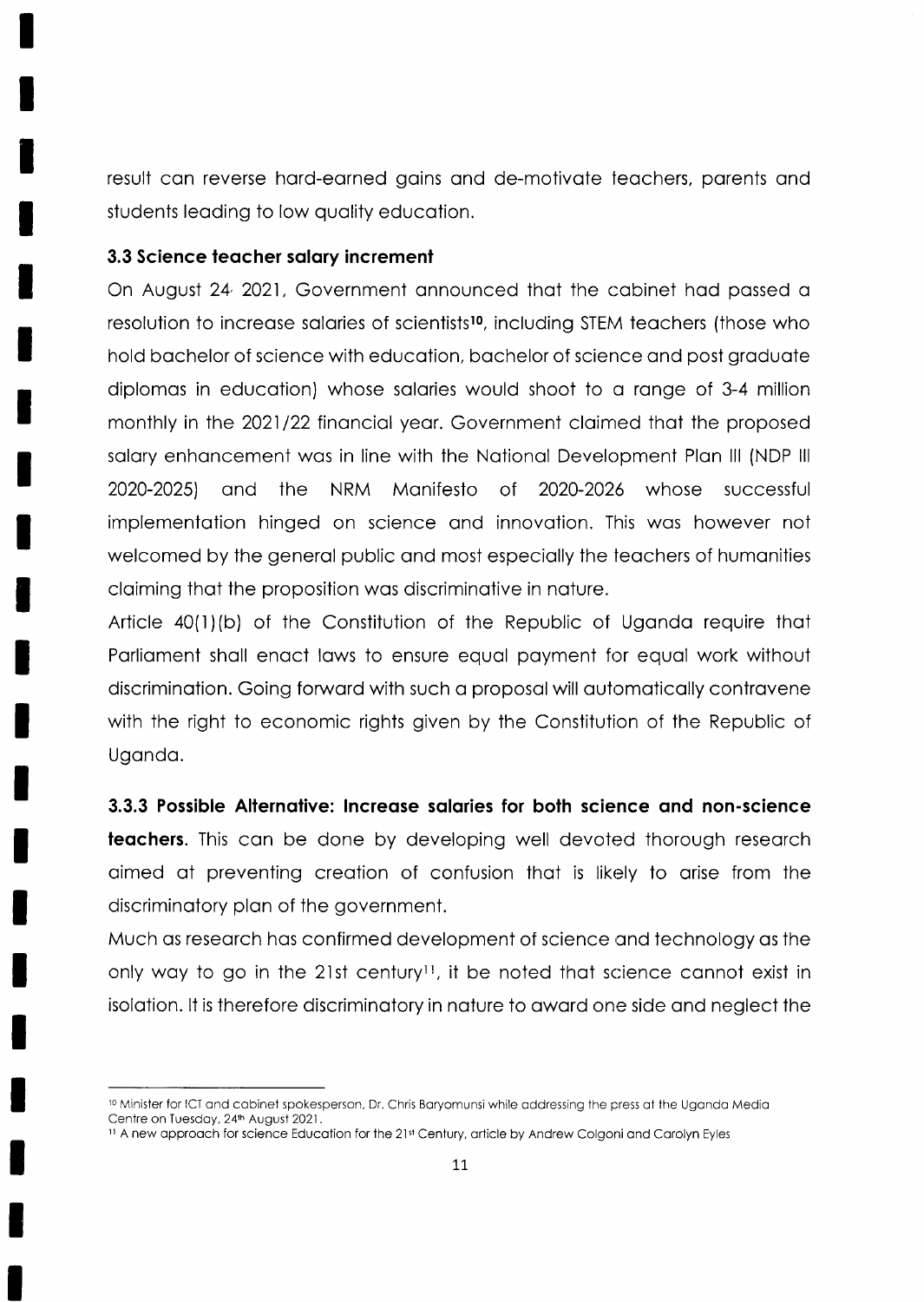result can reverse hard-earned gains and de-motivate teachers, parents and students leading to low quality education.

### 3.3 Science teacher salary increment

On August 24 2021, Government announced that the cabinet had passed a resolution to increase salaries of scientists[10], including STEM teachers (those who hold bachelor of science with education, bachelor of science and post graduate diplomas in education) whose salaries would shoot to a range of 3-4 million monthly in the 2021/22 financial year. Government claimed that the proposed salary enhancement was in line with the National Development Plan III (NDP III 2020-2025) and the NRM Manifesto of 2020-2026 whose successful implementation hinged on science and innovation. This was however not welcomed by the general public and most especially the teachers of humanities claiming that the proposition was discriminative in nature.

Article 40(1)(b) of the Constitution of the Republic of Uganda require that Parliament shall enact laws to ensure equal payment for equal work without discrimination. Going forward with such a proposal will automatically contravene with the right to economic rights given by the Constitution of the Republic of Uganda.

**3.3.3 Possible Alternative: Increase salaries for both science and non-science teachers.** This can be done by developing well devoted thorough research aimed at preventing creation of confusion that is likely to arise from the discriminatory plan of the government.

Much as research has confirmed development of science and technology as the only way to go in the 21st century[11], it be noted that science cannot exist in isolation. It is therefore discriminatory in nature to award one side and neglect the

---

[10] Minister for ICT and cabinet spokesperson, Dr. Chris Baryomunsi while addressing the press at the Uganda Media Centre on Tuesday, 24th August 2021.

[11] A new approach for science Education for the 21st Century, article by Andrew Colgoni and Carolyn Eyles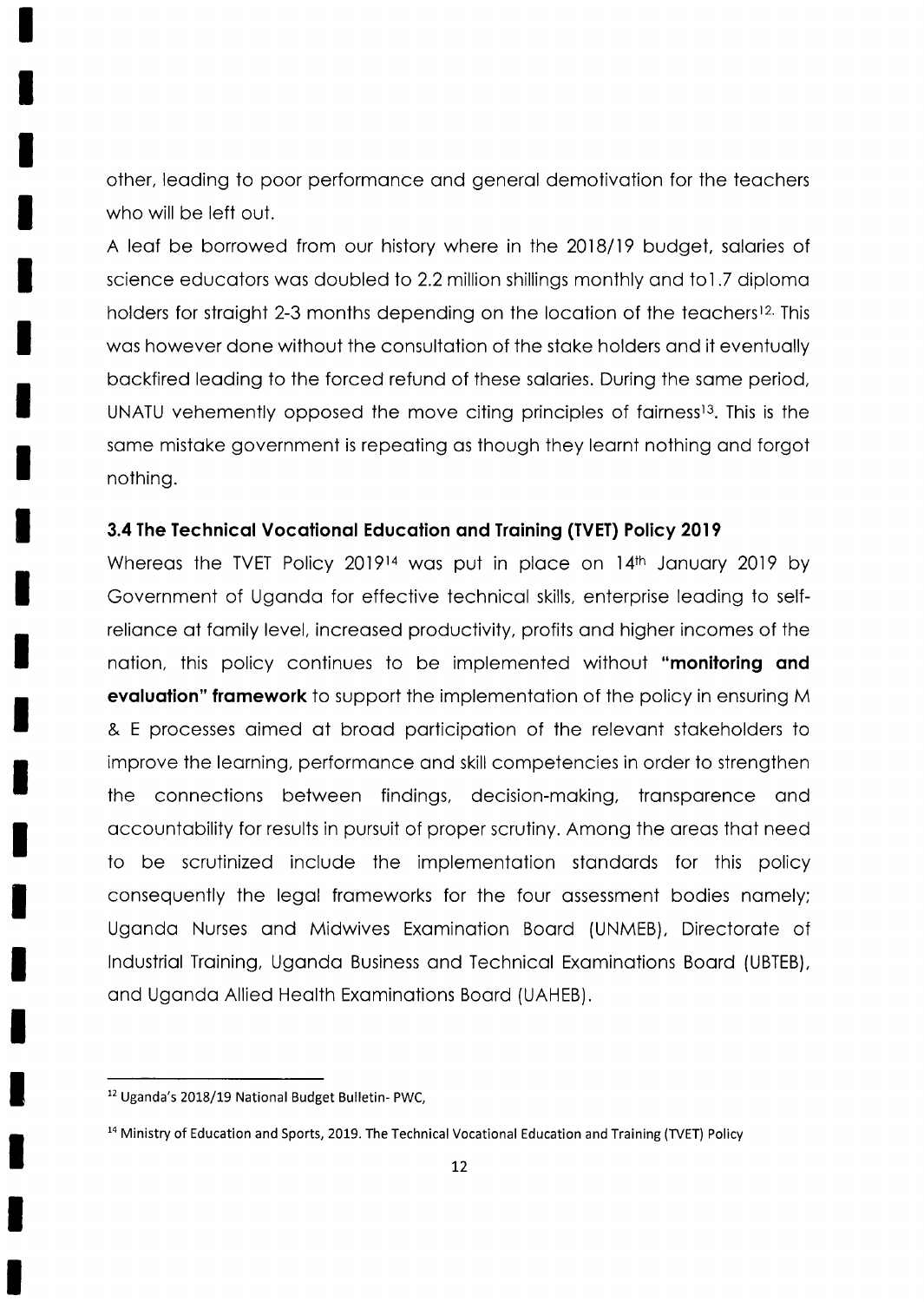other, leading to poor performance and general demotivation for the teachers who will be left out.

A leaf be borrowed from our history where in the 2018/19 budget, salaries of science educators was doubled to 2.2 million shillings monthly and to1.7 diploma holders for straight 2-3 months depending on the location of the teachers[12]. This was however done without the consultation of the stake holders and it eventually backfired leading to the forced refund of these salaries. During the same period, UNATU vehemently opposed the move citing principles of fairness[13]. This is the same mistake government is repeating as though they learnt nothing and forgot nothing.

### 3.4 The Technical Vocational Education and Training (TVET) Policy 2019

Whereas the TVET Policy 2019[14] was put in place on 14th January 2019 by Government of Uganda for effective technical skills, enterprise leading to self-reliance at family level, increased productivity, profits and higher incomes of the nation, this policy continues to be implemented without **"monitoring and evaluation" framework** to support the implementation of the policy in ensuring M & E processes aimed at broad participation of the relevant stakeholders to improve the learning, performance and skill competencies in order to strengthen the connections between findings, decision-making, transparence and accountability for results in pursuit of proper scrutiny. Among the areas that need to be scrutinized include the implementation standards for this policy consequently the legal frameworks for the four assessment bodies namely; Uganda Nurses and Midwives Examination Board (UNMEB), Directorate of Industrial Training, Uganda Business and Technical Examinations Board (UBTEB), and Uganda Allied Health Examinations Board (UAHEB).

---

[12] Uganda's 2018/19 National Budget Bulletin- PWC,

[14] Ministry of Education and Sports, 2019. The Technical Vocational Education and Training (TVET) Policy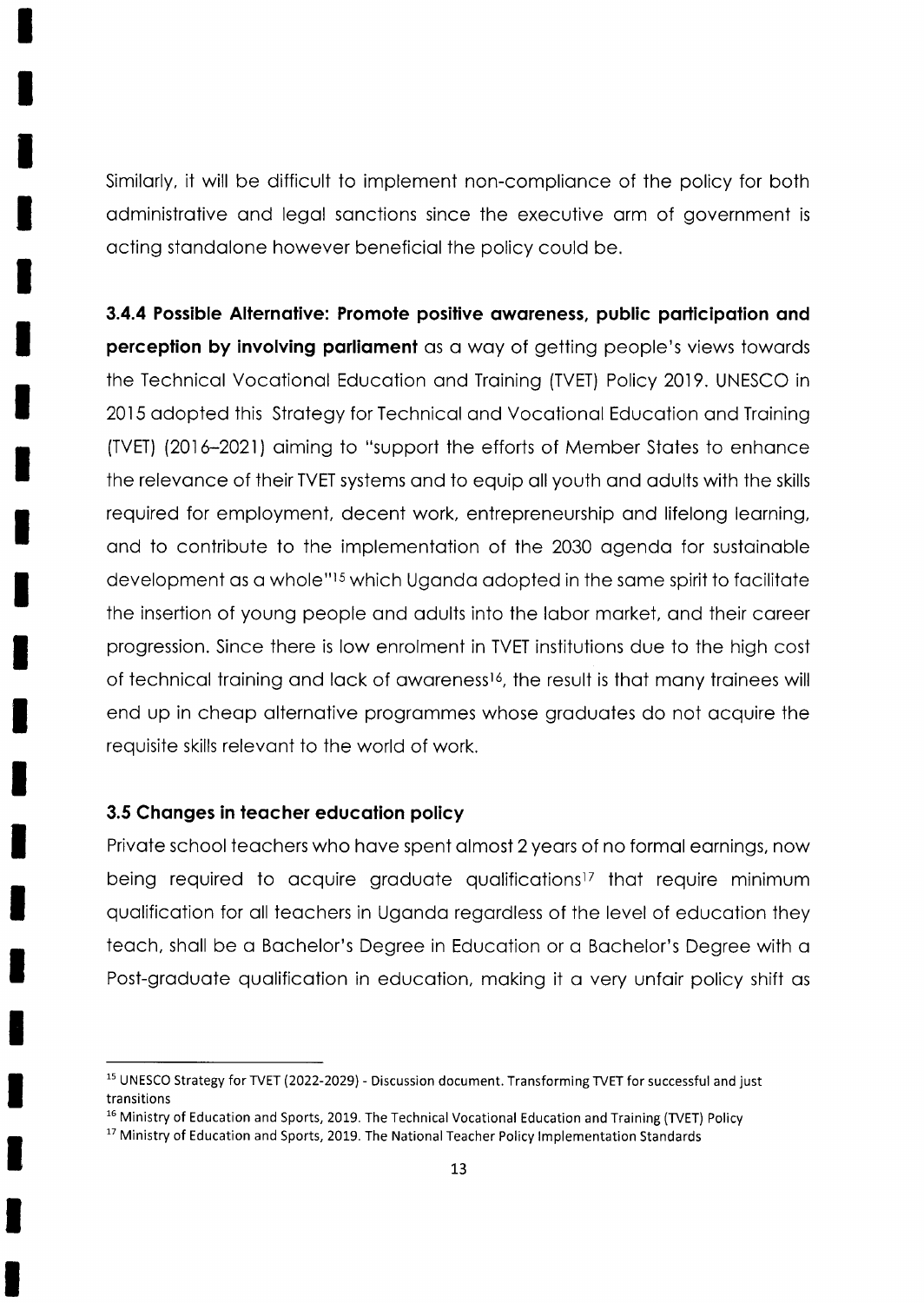Similarly, it will be difficult to implement non-compliance of the policy for both administrative and legal sanctions since the executive arm of government is acting standalone however beneficial the policy could be.

**3.4.4 Possible Alternative: Promote positive awareness, public participation and perception by involving parliament** as a way of getting people's views towards the Technical Vocational Education and Training (TVET) Policy 2019. UNESCO in 2015 adopted this Strategy for Technical and Vocational Education and Training (TVET) (2016–2021) aiming to "support the efforts of Member States to enhance the relevance of their TVET systems and to equip all youth and adults with the skills required for employment, decent work, entrepreneurship and lifelong learning, and to contribute to the implementation of the 2030 agenda for sustainable development as a whole"[15] which Uganda adopted in the same spirit to facilitate the insertion of young people and adults into the labor market, and their career progression. Since there is low enrolment in TVET institutions due to the high cost of technical training and lack of awareness[16], the result is that many trainees will end up in cheap alternative programmes whose graduates do not acquire the requisite skills relevant to the world of work.

### 3.5 Changes in teacher education policy

Private school teachers who have spent almost 2 years of no formal earnings, now being required to acquire graduate qualifications[17] that require minimum qualification for all teachers in Uganda regardless of the level of education they teach, shall be a Bachelor's Degree in Education or a Bachelor's Degree with a Post-graduate qualification in education, making it a very unfair policy shift as

---

[15] UNESCO Strategy for TVET (2022-2029) - Discussion document. Transforming TVET for successful and just transitions

[16] Ministry of Education and Sports, 2019. The Technical Vocational Education and Training (TVET) Policy

[17] Ministry of Education and Sports, 2019. The National Teacher Policy Implementation Standards